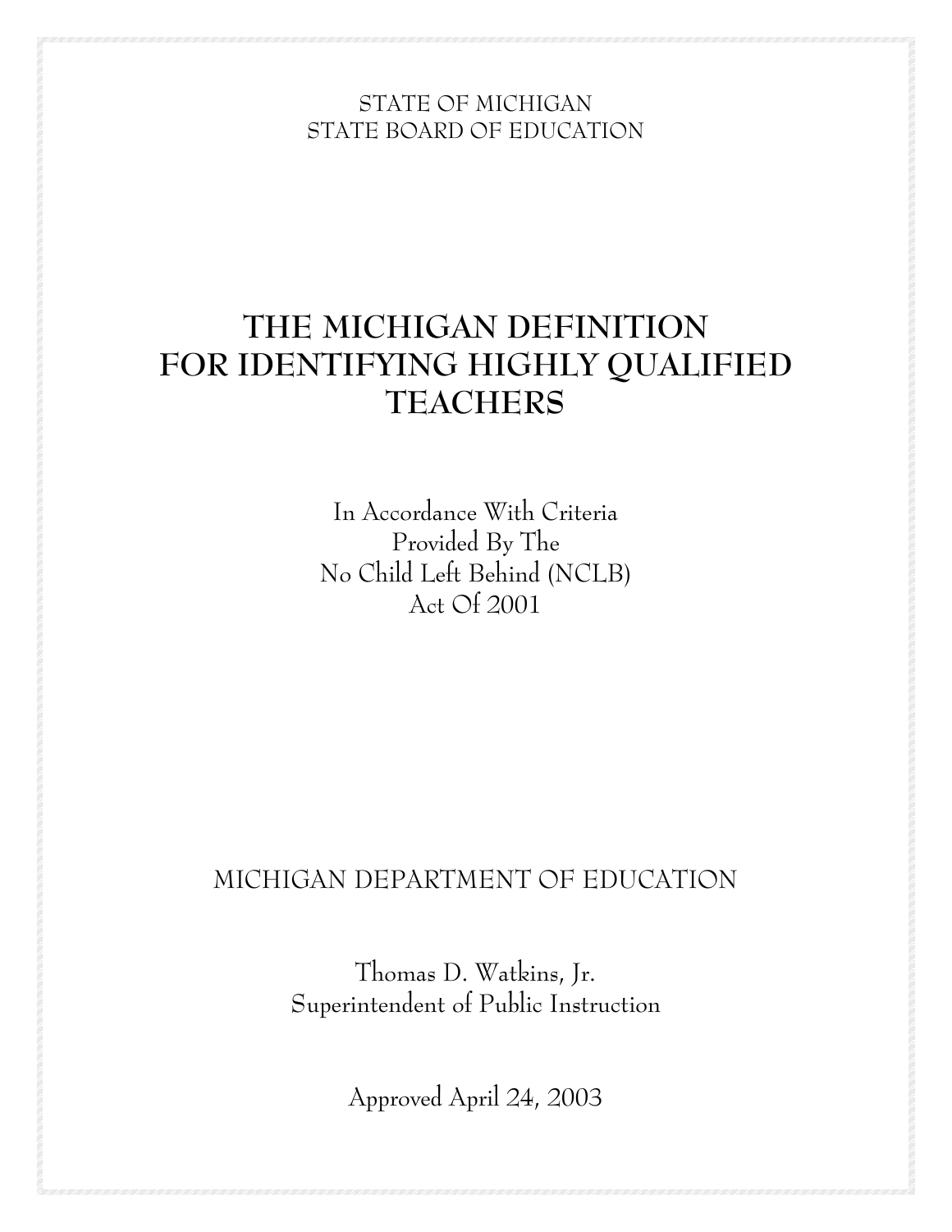STATE OF MICHIGAN
STATE BOARD OF EDUCATION

# THE MICHIGAN DEFINITION FOR IDENTIFYING HIGHLY QUALIFIED TEACHERS

In Accordance With Criteria
Provided By The
No Child Left Behind (NCLB)
Act Of 2001

MICHIGAN DEPARTMENT OF EDUCATION

Thomas D. Watkins, Jr.
Superintendent of Public Instruction

Approved April 24, 2003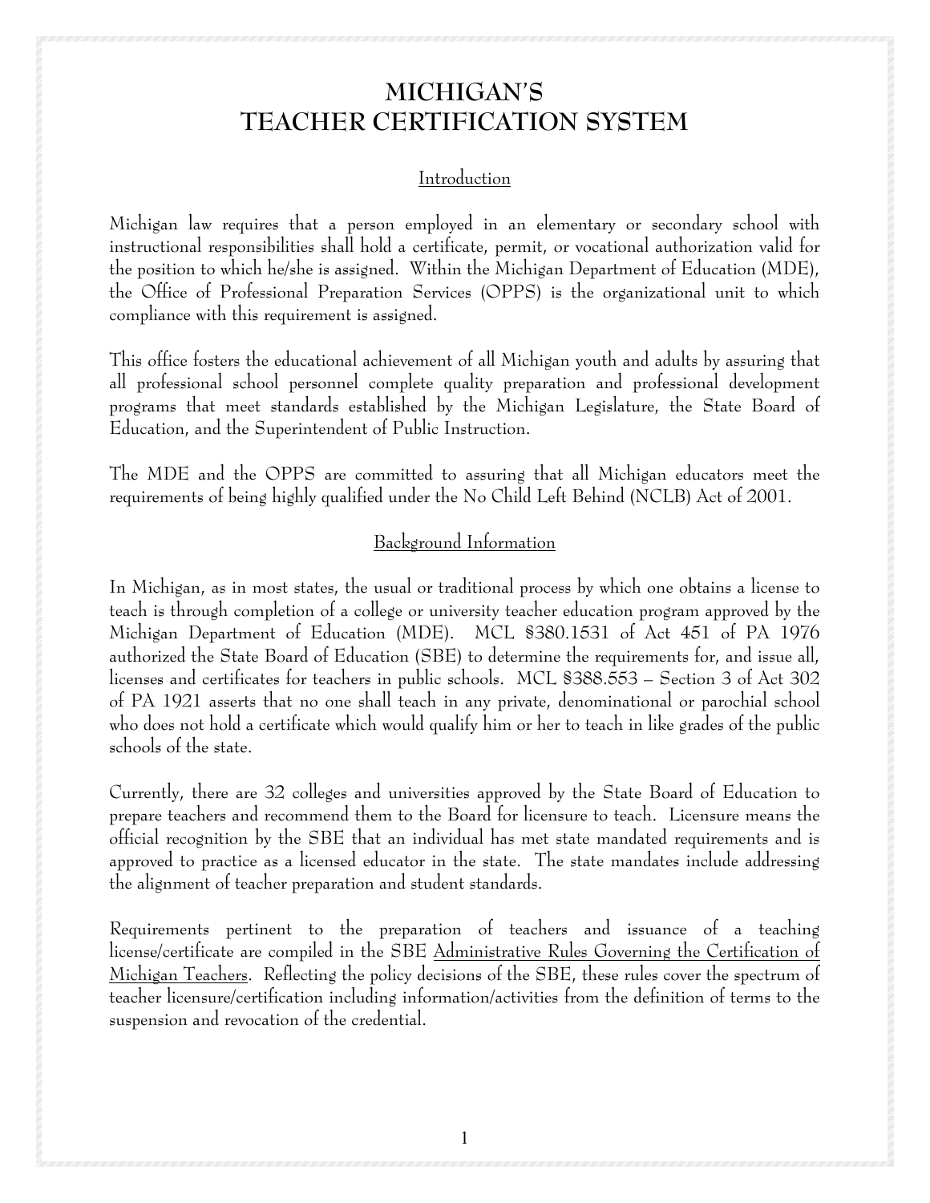# MICHIGAN'S TEACHER CERTIFICATION SYSTEM

## Introduction

Michigan law requires that a person employed in an elementary or secondary school with instructional responsibilities shall hold a certificate, permit, or vocational authorization valid for the position to which he/she is assigned. Within the Michigan Department of Education (MDE), the Office of Professional Preparation Services (OPPS) is the organizational unit to which compliance with this requirement is assigned.

This office fosters the educational achievement of all Michigan youth and adults by assuring that all professional school personnel complete quality preparation and professional development programs that meet standards established by the Michigan Legislature, the State Board of Education, and the Superintendent of Public Instruction.

The MDE and the OPPS are committed to assuring that all Michigan educators meet the requirements of being highly qualified under the No Child Left Behind (NCLB) Act of 2001.

## Background Information

In Michigan, as in most states, the usual or traditional process by which one obtains a license to teach is through completion of a college or university teacher education program approved by the Michigan Department of Education (MDE). MCL §380.1531 of Act 451 of PA 1976 authorized the State Board of Education (SBE) to determine the requirements for, and issue all, licenses and certificates for teachers in public schools. MCL §388.553 – Section 3 of Act 302 of PA 1921 asserts that no one shall teach in any private, denominational or parochial school who does not hold a certificate which would qualify him or her to teach in like grades of the public schools of the state.

Currently, there are 32 colleges and universities approved by the State Board of Education to prepare teachers and recommend them to the Board for licensure to teach. Licensure means the official recognition by the SBE that an individual has met state mandated requirements and is approved to practice as a licensed educator in the state. The state mandates include addressing the alignment of teacher preparation and student standards.

Requirements pertinent to the preparation of teachers and issuance of a teaching license/certificate are compiled in the SBE Administrative Rules Governing the Certification of Michigan Teachers. Reflecting the policy decisions of the SBE, these rules cover the spectrum of teacher licensure/certification including information/activities from the definition of terms to the suspension and revocation of the credential.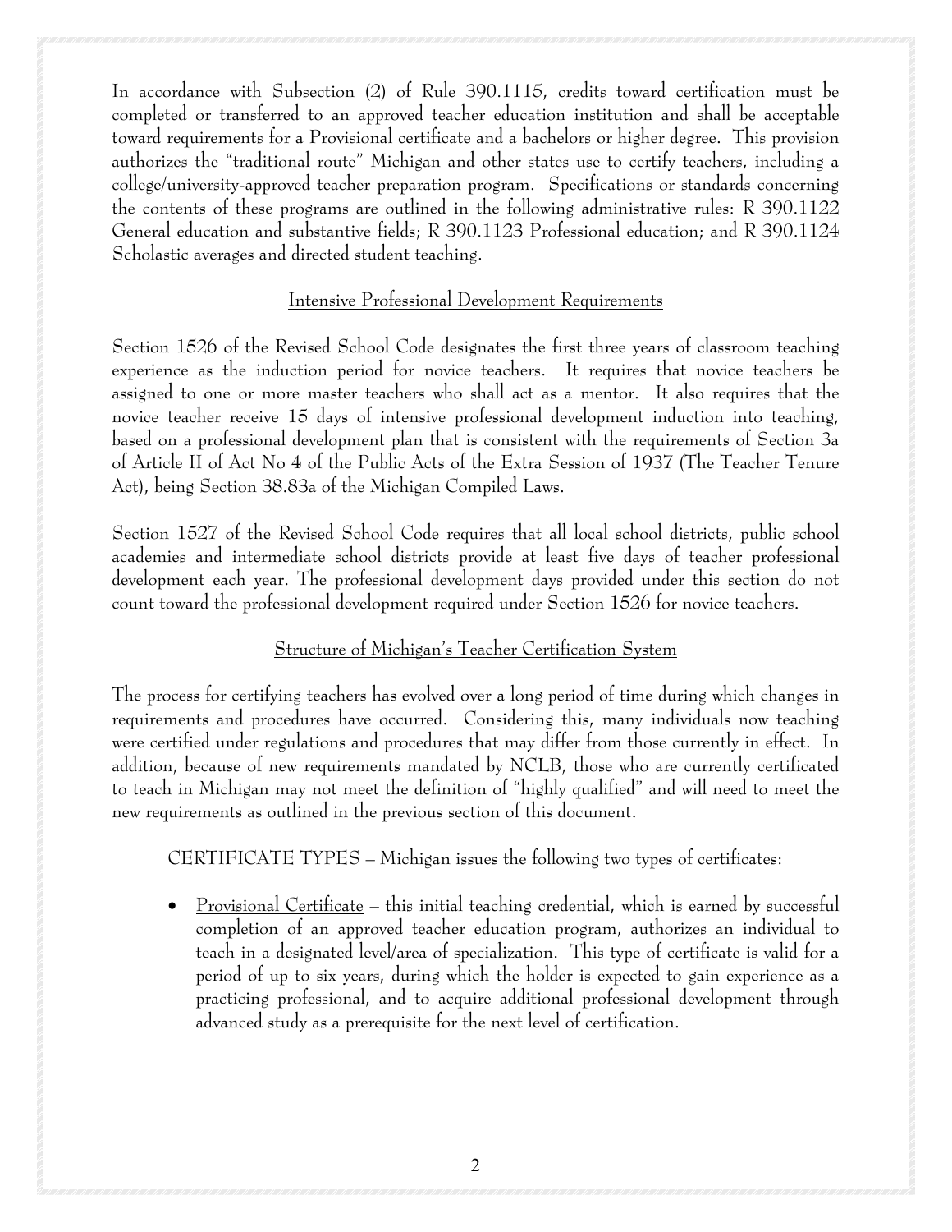In accordance with Subsection (2) of Rule 390.1115, credits toward certification must be completed or transferred to an approved teacher education institution and shall be acceptable toward requirements for a Provisional certificate and a bachelors or higher degree. This provision authorizes the "traditional route" Michigan and other states use to certify teachers, including a college/university-approved teacher preparation program. Specifications or standards concerning the contents of these programs are outlined in the following administrative rules: R 390.1122 General education and substantive fields; R 390.1123 Professional education; and R 390.1124 Scholastic averages and directed student teaching.

## Intensive Professional Development Requirements

Section 1526 of the Revised School Code designates the first three years of classroom teaching experience as the induction period for novice teachers. It requires that novice teachers be assigned to one or more master teachers who shall act as a mentor. It also requires that the novice teacher receive 15 days of intensive professional development induction into teaching, based on a professional development plan that is consistent with the requirements of Section 3a of Article II of Act No 4 of the Public Acts of the Extra Session of 1937 (The Teacher Tenure Act), being Section 38.83a of the Michigan Compiled Laws.

Section 1527 of the Revised School Code requires that all local school districts, public school academies and intermediate school districts provide at least five days of teacher professional development each year. The professional development days provided under this section do not count toward the professional development required under Section 1526 for novice teachers.

## Structure of Michigan's Teacher Certification System

The process for certifying teachers has evolved over a long period of time during which changes in requirements and procedures have occurred. Considering this, many individuals now teaching were certified under regulations and procedures that may differ from those currently in effect. In addition, because of new requirements mandated by NCLB, those who are currently certificated to teach in Michigan may not meet the definition of "highly qualified" and will need to meet the new requirements as outlined in the previous section of this document.

CERTIFICATE TYPES – Michigan issues the following two types of certificates:

- Provisional Certificate – this initial teaching credential, which is earned by successful completion of an approved teacher education program, authorizes an individual to teach in a designated level/area of specialization. This type of certificate is valid for a period of up to six years, during which the holder is expected to gain experience as a practicing professional, and to acquire additional professional development through advanced study as a prerequisite for the next level of certification.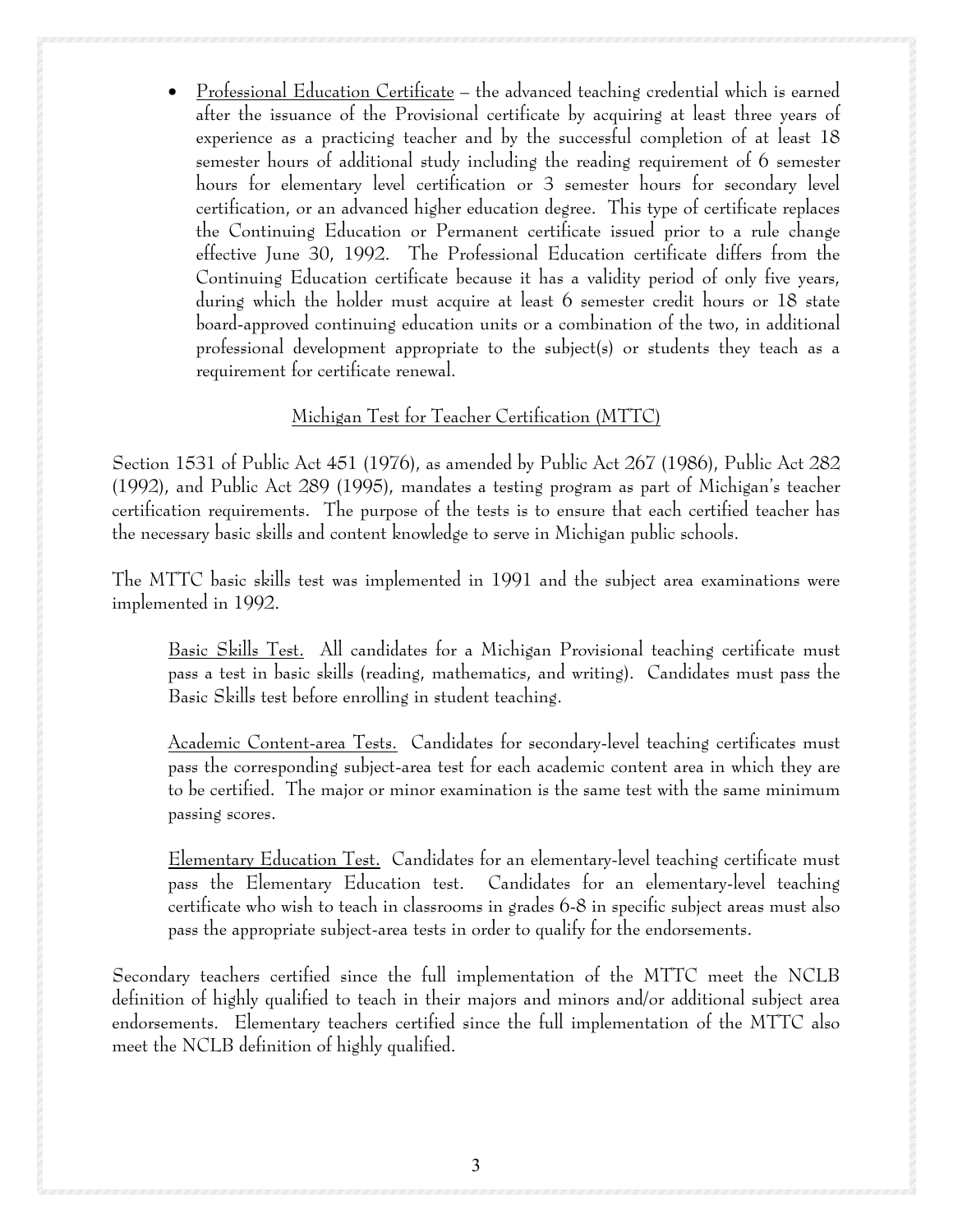- Professional Education Certificate – the advanced teaching credential which is earned after the issuance of the Provisional certificate by acquiring at least three years of experience as a practicing teacher and by the successful completion of at least 18 semester hours of additional study including the reading requirement of 6 semester hours for elementary level certification or 3 semester hours for secondary level certification, or an advanced higher education degree. This type of certificate replaces the Continuing Education or Permanent certificate issued prior to a rule change effective June 30, 1992. The Professional Education certificate differs from the Continuing Education certificate because it has a validity period of only five years, during which the holder must acquire at least 6 semester credit hours or 18 state board-approved continuing education units or a combination of the two, in additional professional development appropriate to the subject(s) or students they teach as a requirement for certificate renewal.

## Michigan Test for Teacher Certification (MTTC)

Section 1531 of Public Act 451 (1976), as amended by Public Act 267 (1986), Public Act 282 (1992), and Public Act 289 (1995), mandates a testing program as part of Michigan's teacher certification requirements. The purpose of the tests is to ensure that each certified teacher has the necessary basic skills and content knowledge to serve in Michigan public schools.

The MTTC basic skills test was implemented in 1991 and the subject area examinations were implemented in 1992.

Basic Skills Test. All candidates for a Michigan Provisional teaching certificate must pass a test in basic skills (reading, mathematics, and writing). Candidates must pass the Basic Skills test before enrolling in student teaching.

Academic Content-area Tests. Candidates for secondary-level teaching certificates must pass the corresponding subject-area test for each academic content area in which they are to be certified. The major or minor examination is the same test with the same minimum passing scores.

Elementary Education Test. Candidates for an elementary-level teaching certificate must pass the Elementary Education test. Candidates for an elementary-level teaching certificate who wish to teach in classrooms in grades 6-8 in specific subject areas must also pass the appropriate subject-area tests in order to qualify for the endorsements.

Secondary teachers certified since the full implementation of the MTTC meet the NCLB definition of highly qualified to teach in their majors and minors and/or additional subject area endorsements. Elementary teachers certified since the full implementation of the MTTC also meet the NCLB definition of highly qualified.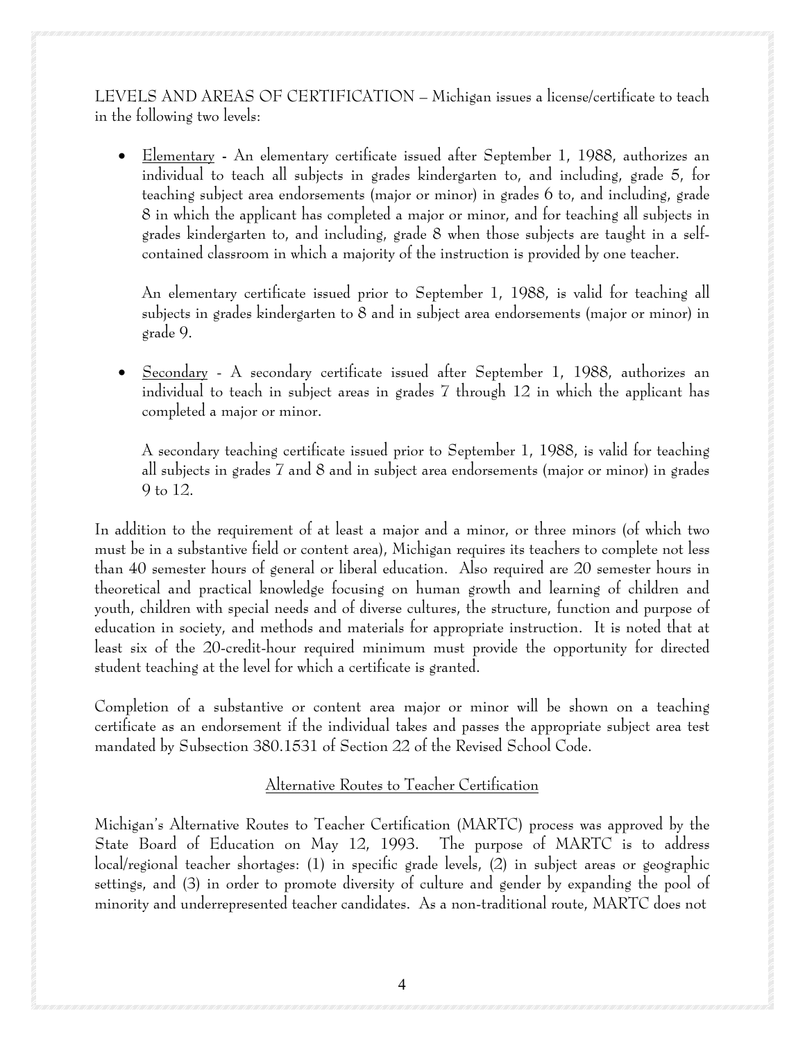LEVELS AND AREAS OF CERTIFICATION – Michigan issues a license/certificate to teach in the following two levels:

- Elementary - An elementary certificate issued after September 1, 1988, authorizes an individual to teach all subjects in grades kindergarten to, and including, grade 5, for teaching subject area endorsements (major or minor) in grades 6 to, and including, grade 8 in which the applicant has completed a major or minor, and for teaching all subjects in grades kindergarten to, and including, grade 8 when those subjects are taught in a self-contained classroom in which a majority of the instruction is provided by one teacher.

  An elementary certificate issued prior to September 1, 1988, is valid for teaching all subjects in grades kindergarten to 8 and in subject area endorsements (major or minor) in grade 9.

- Secondary - A secondary certificate issued after September 1, 1988, authorizes an individual to teach in subject areas in grades 7 through 12 in which the applicant has completed a major or minor.

  A secondary teaching certificate issued prior to September 1, 1988, is valid for teaching all subjects in grades 7 and 8 and in subject area endorsements (major or minor) in grades 9 to 12.

In addition to the requirement of at least a major and a minor, or three minors (of which two must be in a substantive field or content area), Michigan requires its teachers to complete not less than 40 semester hours of general or liberal education. Also required are 20 semester hours in theoretical and practical knowledge focusing on human growth and learning of children and youth, children with special needs and of diverse cultures, the structure, function and purpose of education in society, and methods and materials for appropriate instruction. It is noted that at least six of the 20-credit-hour required minimum must provide the opportunity for directed student teaching at the level for which a certificate is granted.

Completion of a substantive or content area major or minor will be shown on a teaching certificate as an endorsement if the individual takes and passes the appropriate subject area test mandated by Subsection 380.1531 of Section 22 of the Revised School Code.

## Alternative Routes to Teacher Certification

Michigan's Alternative Routes to Teacher Certification (MARTC) process was approved by the State Board of Education on May 12, 1993. The purpose of MARTC is to address local/regional teacher shortages: (1) in specific grade levels, (2) in subject areas or geographic settings, and (3) in order to promote diversity of culture and gender by expanding the pool of minority and underrepresented teacher candidates. As a non-traditional route, MARTC does not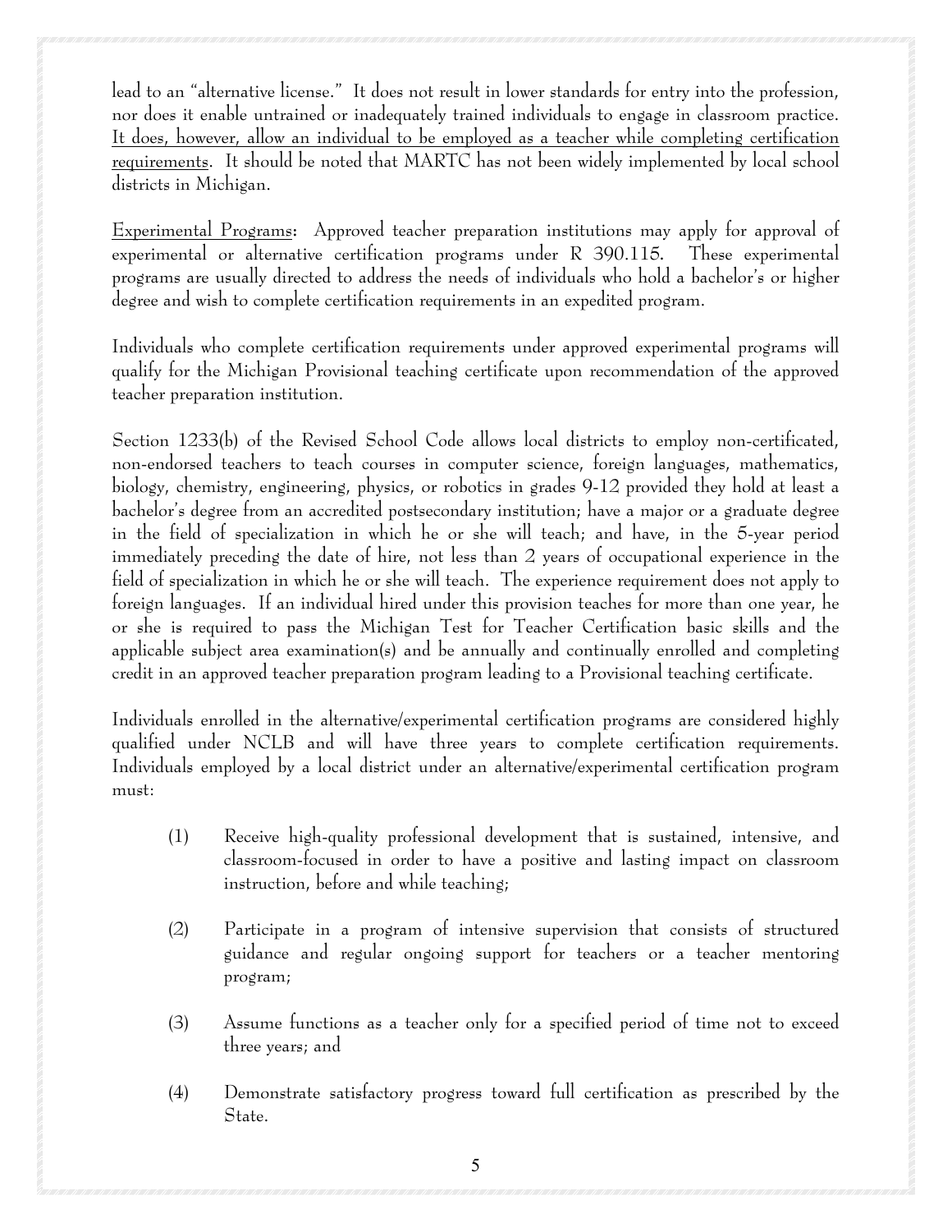lead to an "alternative license." It does not result in lower standards for entry into the profession, nor does it enable untrained or inadequately trained individuals to engage in classroom practice. <u>It does, however, allow an individual to be employed as a teacher while completing certification requirements</u>. It should be noted that MARTC has not been widely implemented by local school districts in Michigan.

<u>Experimental Programs</u>: Approved teacher preparation institutions may apply for approval of experimental or alternative certification programs under R 390.115. These experimental programs are usually directed to address the needs of individuals who hold a bachelor's or higher degree and wish to complete certification requirements in an expedited program.

Individuals who complete certification requirements under approved experimental programs will qualify for the Michigan Provisional teaching certificate upon recommendation of the approved teacher preparation institution.

Section 1233(b) of the Revised School Code allows local districts to employ non-certificated, non-endorsed teachers to teach courses in computer science, foreign languages, mathematics, biology, chemistry, engineering, physics, or robotics in grades 9-12 provided they hold at least a bachelor's degree from an accredited postsecondary institution; have a major or a graduate degree in the field of specialization in which he or she will teach; and have, in the 5-year period immediately preceding the date of hire, not less than 2 years of occupational experience in the field of specialization in which he or she will teach. The experience requirement does not apply to foreign languages. If an individual hired under this provision teaches for more than one year, he or she is required to pass the Michigan Test for Teacher Certification basic skills and the applicable subject area examination(s) and be annually and continually enrolled and completing credit in an approved teacher preparation program leading to a Provisional teaching certificate.

Individuals enrolled in the alternative/experimental certification programs are considered highly qualified under NCLB and will have three years to complete certification requirements. Individuals employed by a local district under an alternative/experimental certification program must:

(1) Receive high-quality professional development that is sustained, intensive, and classroom-focused in order to have a positive and lasting impact on classroom instruction, before and while teaching;

(2) Participate in a program of intensive supervision that consists of structured guidance and regular ongoing support for teachers or a teacher mentoring program;

(3) Assume functions as a teacher only for a specified period of time not to exceed three years; and

(4) Demonstrate satisfactory progress toward full certification as prescribed by the State.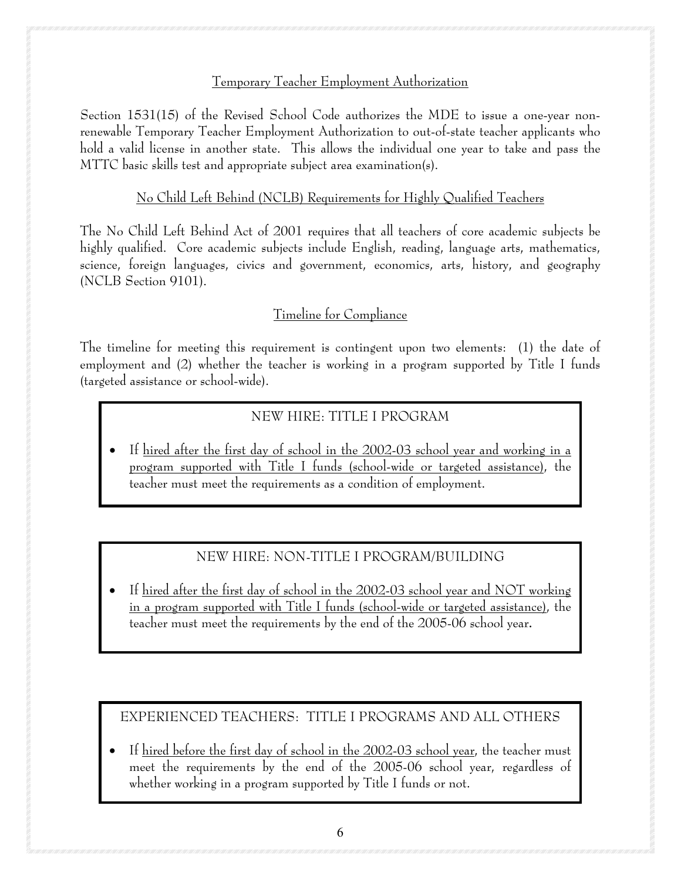## Temporary Teacher Employment Authorization

Section 1531(15) of the Revised School Code authorizes the MDE to issue a one-year non-renewable Temporary Teacher Employment Authorization to out-of-state teacher applicants who hold a valid license in another state. This allows the individual one year to take and pass the MTTC basic skills test and appropriate subject area examination(s).

## No Child Left Behind (NCLB) Requirements for Highly Qualified Teachers

The No Child Left Behind Act of 2001 requires that all teachers of core academic subjects be highly qualified. Core academic subjects include English, reading, language arts, mathematics, science, foreign languages, civics and government, economics, arts, history, and geography (NCLB Section 9101).

## Timeline for Compliance

The timeline for meeting this requirement is contingent upon two elements: (1) the date of employment and (2) whether the teacher is working in a program supported by Title I funds (targeted assistance or school-wide).

### NEW HIRE: TITLE I PROGRAM

- If hired after the first day of school in the 2002-03 school year and working in a program supported with Title I funds (school-wide or targeted assistance), the teacher must meet the requirements as a condition of employment.

### NEW HIRE: NON-TITLE I PROGRAM/BUILDING

- If hired after the first day of school in the 2002-03 school year and NOT working in a program supported with Title I funds (school-wide or targeted assistance), the teacher must meet the requirements by the end of the 2005-06 school year.

### EXPERIENCED TEACHERS: TITLE I PROGRAMS AND ALL OTHERS

- If hired before the first day of school in the 2002-03 school year, the teacher must meet the requirements by the end of the 2005-06 school year, regardless of whether working in a program supported by Title I funds or not.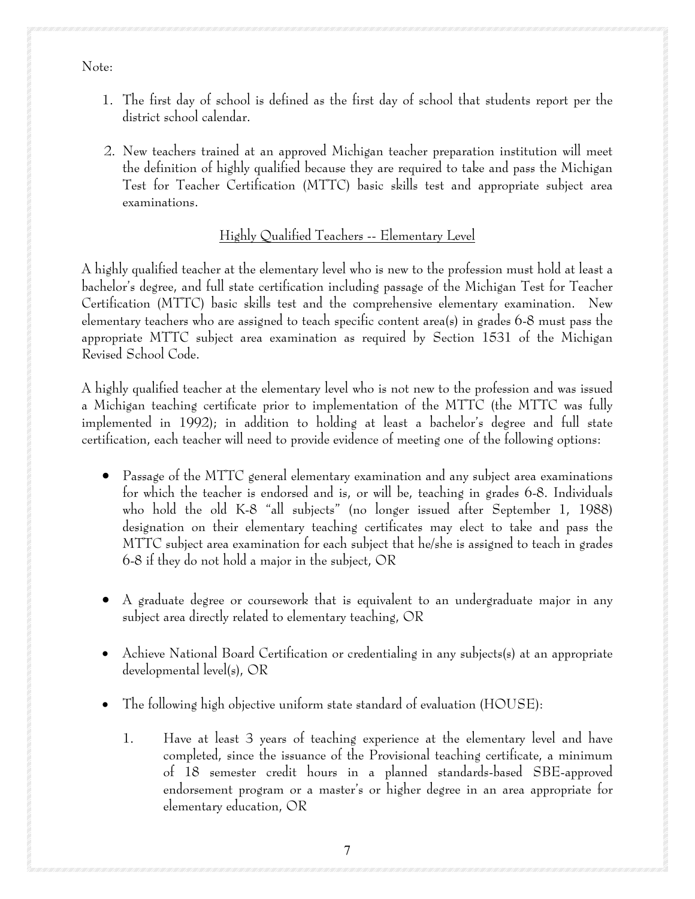Note:

1. The first day of school is defined as the first day of school that students report per the district school calendar.

2. New teachers trained at an approved Michigan teacher preparation institution will meet the definition of highly qualified because they are required to take and pass the Michigan Test for Teacher Certification (MTTC) basic skills test and appropriate subject area examinations.

## Highly Qualified Teachers -- Elementary Level

A highly qualified teacher at the elementary level who is new to the profession must hold at least a bachelor's degree, and full state certification including passage of the Michigan Test for Teacher Certification (MTTC) basic skills test and the comprehensive elementary examination. New elementary teachers who are assigned to teach specific content area(s) in grades 6-8 must pass the appropriate MTTC subject area examination as required by Section 1531 of the Michigan Revised School Code.

A highly qualified teacher at the elementary level who is not new to the profession and was issued a Michigan teaching certificate prior to implementation of the MTTC (the MTTC was fully implemented in 1992); in addition to holding at least a bachelor's degree and full state certification, each teacher will need to provide evidence of meeting one of the following options:

- Passage of the MTTC general elementary examination and any subject area examinations for which the teacher is endorsed and is, or will be, teaching in grades 6-8. Individuals who hold the old K-8 "all subjects" (no longer issued after September 1, 1988) designation on their elementary teaching certificates may elect to take and pass the MTTC subject area examination for each subject that he/she is assigned to teach in grades 6-8 if they do not hold a major in the subject, OR

- A graduate degree or coursework that is equivalent to an undergraduate major in any subject area directly related to elementary teaching, OR

- Achieve National Board Certification or credentialing in any subjects(s) at an appropriate developmental level(s), OR

- The following high objective uniform state standard of evaluation (HOUSE):

    1. Have at least 3 years of teaching experience at the elementary level and have completed, since the issuance of the Provisional teaching certificate, a minimum of 18 semester credit hours in a planned standards-based SBE-approved endorsement program or a master's or higher degree in an area appropriate for elementary education, OR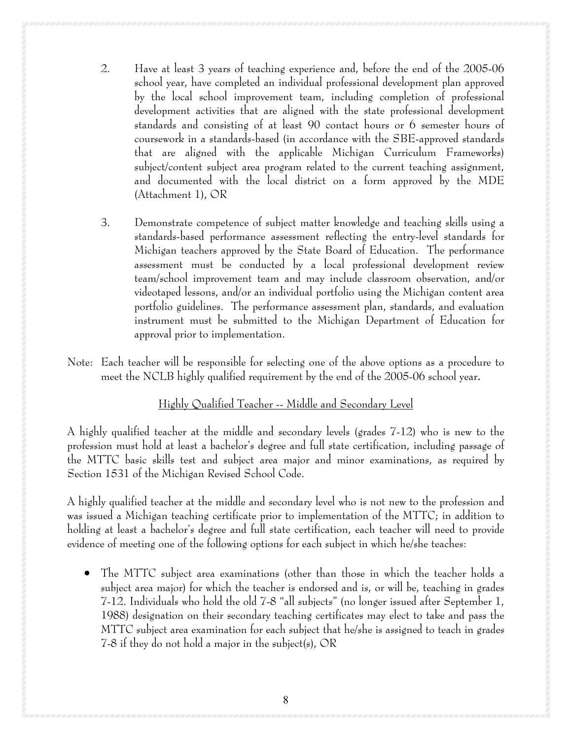2. Have at least 3 years of teaching experience and, before the end of the 2005-06 school year, have completed an individual professional development plan approved by the local school improvement team, including completion of professional development activities that are aligned with the state professional development standards and consisting of at least 90 contact hours or 6 semester hours of coursework in a standards-based (in accordance with the SBE-approved standards that are aligned with the applicable Michigan Curriculum Frameworks) subject/content subject area program related to the current teaching assignment, and documented with the local district on a form approved by the MDE (Attachment 1), OR

3. Demonstrate competence of subject matter knowledge and teaching skills using a standards-based performance assessment reflecting the entry-level standards for Michigan teachers approved by the State Board of Education. The performance assessment must be conducted by a local professional development review team/school improvement team and may include classroom observation, and/or videotaped lessons, and/or an individual portfolio using the Michigan content area portfolio guidelines. The performance assessment plan, standards, and evaluation instrument must be submitted to the Michigan Department of Education for approval prior to implementation.

Note: Each teacher will be responsible for selecting one of the above options as a procedure to meet the NCLB highly qualified requirement by the end of the 2005-06 school year.

## Highly Qualified Teacher -- Middle and Secondary Level

A highly qualified teacher at the middle and secondary levels (grades 7-12) who is new to the profession must hold at least a bachelor's degree and full state certification, including passage of the MTTC basic skills test and subject area major and minor examinations, as required by Section 1531 of the Michigan Revised School Code.

A highly qualified teacher at the middle and secondary level who is not new to the profession and was issued a Michigan teaching certificate prior to implementation of the MTTC; in addition to holding at least a bachelor's degree and full state certification, each teacher will need to provide evidence of meeting one of the following options for each subject in which he/she teaches:

- The MTTC subject area examinations (other than those in which the teacher holds a subject area major) for which the teacher is endorsed and is, or will be, teaching in grades 7-12. Individuals who hold the old 7-8 "all subjects" (no longer issued after September 1, 1988) designation on their secondary teaching certificates may elect to take and pass the MTTC subject area examination for each subject that he/she is assigned to teach in grades 7-8 if they do not hold a major in the subject(s), OR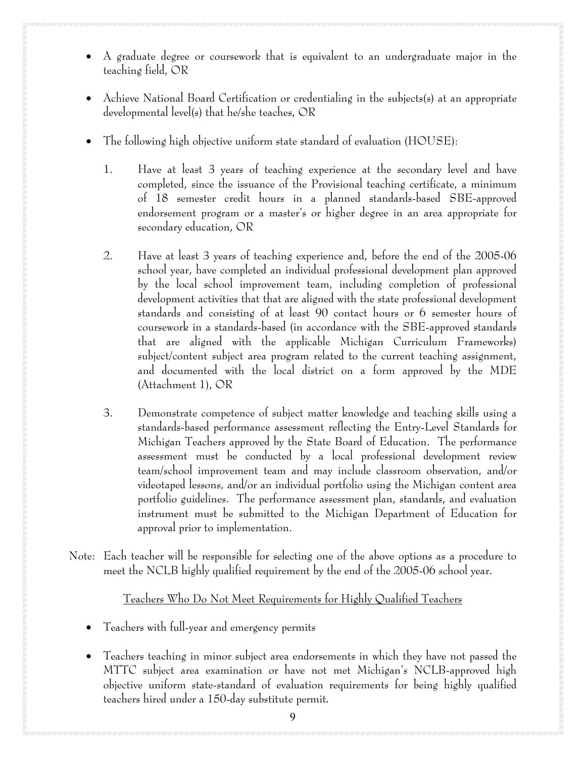- A graduate degree or coursework that is equivalent to an undergraduate major in the teaching field, OR

- Achieve National Board Certification or credentialing in the subjects(s) at an appropriate developmental level(s) that he/she teaches, OR

- The following high objective uniform state standard of evaluation (HOUSE):

  1. Have at least 3 years of teaching experience at the secondary level and have completed, since the issuance of the Provisional teaching certificate, a minimum of 18 semester credit hours in a planned standards-based SBE-approved endorsement program or a master's or higher degree in an area appropriate for secondary education, OR

  2. Have at least 3 years of teaching experience and, before the end of the 2005-06 school year, have completed an individual professional development plan approved by the local school improvement team, including completion of professional development activities that that are aligned with the state professional development standards and consisting of at least 90 contact hours or 6 semester hours of coursework in a standards-based (in accordance with the SBE-approved standards that are aligned with the applicable Michigan Curriculum Frameworks) subject/content subject area program related to the current teaching assignment, and documented with the local district on a form approved by the MDE (Attachment 1), OR

  3. Demonstrate competence of subject matter knowledge and teaching skills using a standards-based performance assessment reflecting the Entry-Level Standards for Michigan Teachers approved by the State Board of Education. The performance assessment must be conducted by a local professional development review team/school improvement team and may include classroom observation, and/or videotaped lessons, and/or an individual portfolio using the Michigan content area portfolio guidelines. The performance assessment plan, standards, and evaluation instrument must be submitted to the Michigan Department of Education for approval prior to implementation.

Note: Each teacher will be responsible for selecting one of the above options as a procedure to meet the NCLB highly qualified requirement by the end of the 2005-06 school year.

Teachers Who Do Not Meet Requirements for Highly Qualified Teachers

- Teachers with full-year and emergency permits

- Teachers teaching in minor subject area endorsements in which they have not passed the MTTC subject area examination or have not met Michigan's NCLB-approved high objective uniform state-standard of evaluation requirements for being highly qualified teachers hired under a 150-day substitute permit.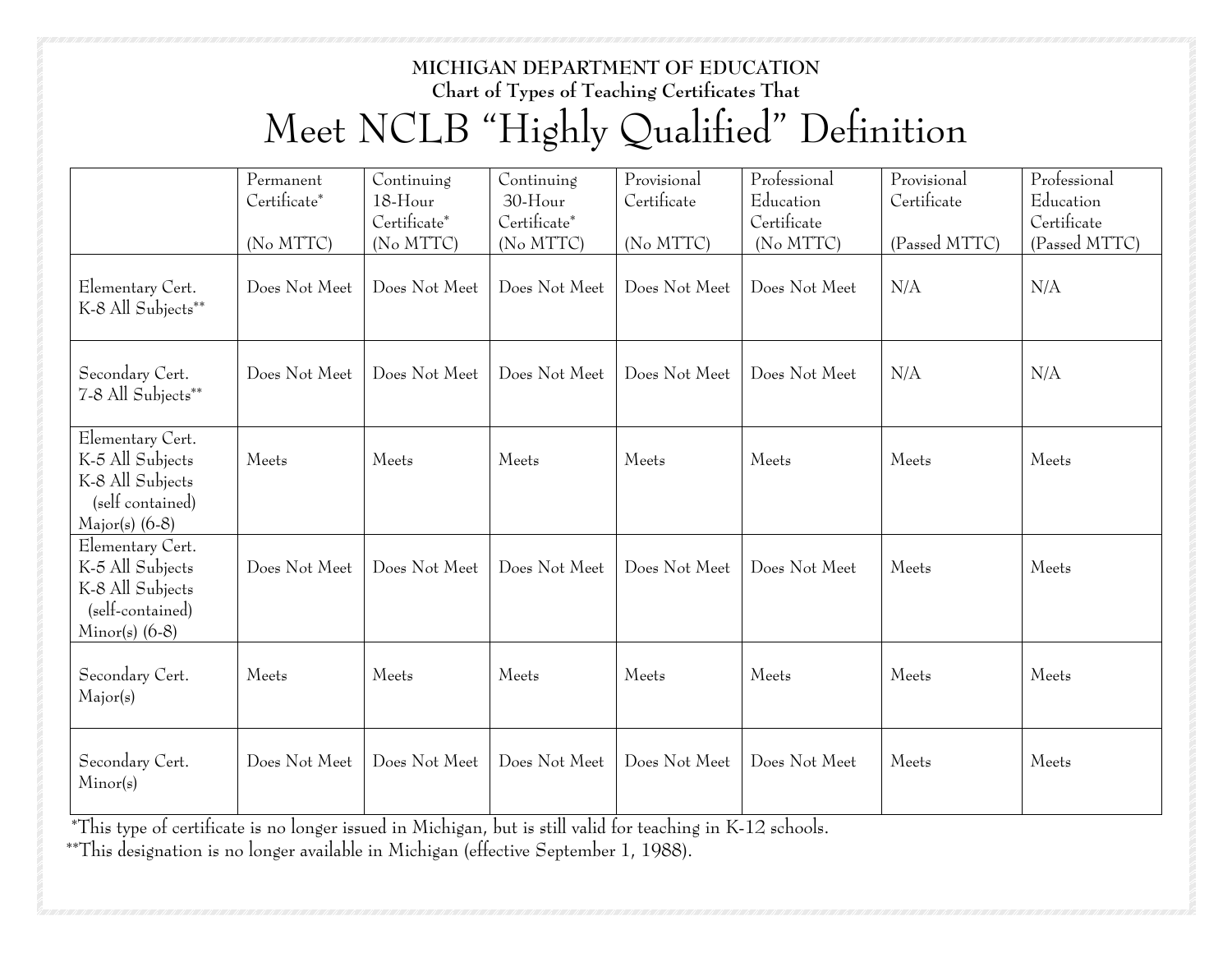**MICHIGAN DEPARTMENT OF EDUCATION**

**Chart of Types of Teaching Certificates That**

# Meet NCLB "Highly Qualified" Definition

| | Permanent Certificate* (No MTTC) | Continuing 18-Hour Certificate* (No MTTC) | Continuing 30-Hour Certificate* (No MTTC) | Provisional Certificate (No MTTC) | Professional Education Certificate (No MTTC) | Provisional Certificate (Passed MTTC) | Professional Education Certificate (Passed MTTC) |
|---|---|---|---|---|---|---|---|
| Elementary Cert. K-8 All Subjects** | Does Not Meet | Does Not Meet | Does Not Meet | Does Not Meet | Does Not Meet | N/A | N/A |
| Secondary Cert. 7-8 All Subjects** | Does Not Meet | Does Not Meet | Does Not Meet | Does Not Meet | Does Not Meet | N/A | N/A |
| Elementary Cert. K-5 All Subjects K-8 All Subjects (self contained) Major(s) (6-8) | Meets | Meets | Meets | Meets | Meets | Meets | Meets |
| Elementary Cert. K-5 All Subjects K-8 All Subjects (self-contained) Minor(s) (6-8) | Does Not Meet | Does Not Meet | Does Not Meet | Does Not Meet | Does Not Meet | Meets | Meets |
| Secondary Cert. Major(s) | Meets | Meets | Meets | Meets | Meets | Meets | Meets |
| Secondary Cert. Minor(s) | Does Not Meet | Does Not Meet | Does Not Meet | Does Not Meet | Does Not Meet | Meets | Meets |

*This type of certificate is no longer issued in Michigan, but is still valid for teaching in K-12 schools.

**This designation is no longer available in Michigan (effective September 1, 1988).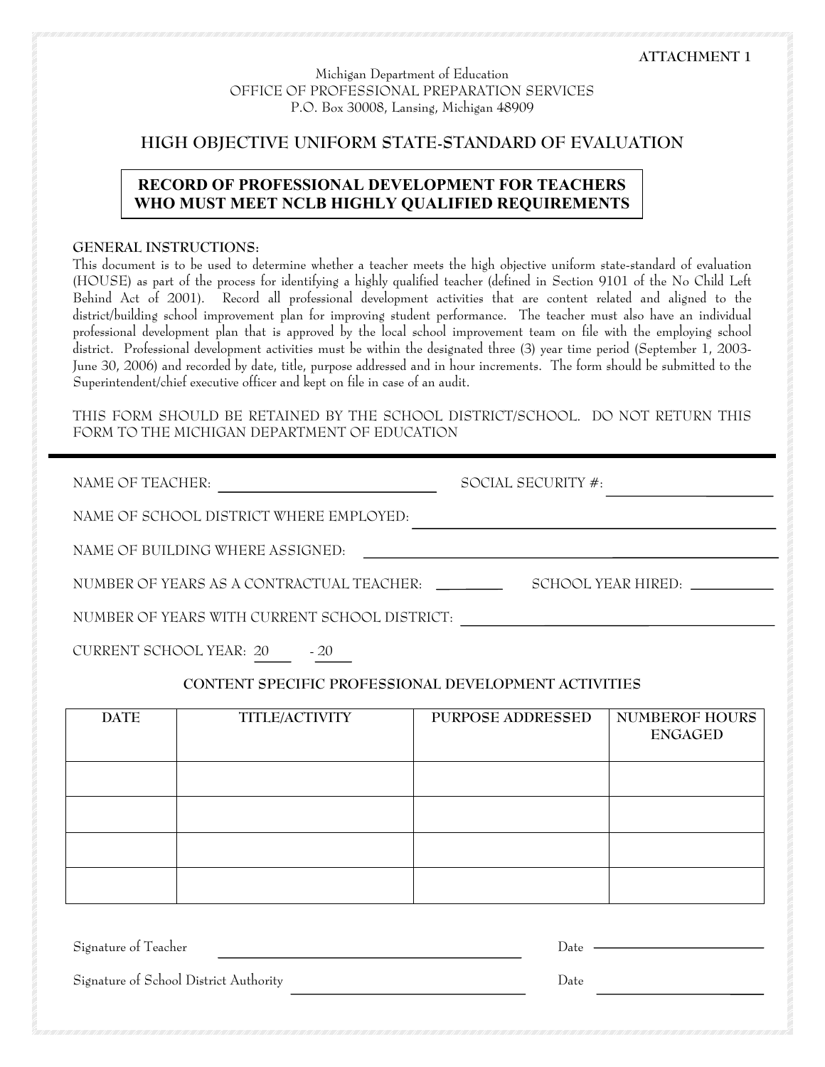ATTACHMENT 1

Michigan Department of Education
OFFICE OF PROFESSIONAL PREPARATION SERVICES
P.O. Box 30008, Lansing, Michigan 48909

## HIGH OBJECTIVE UNIFORM STATE-STANDARD OF EVALUATION

**RECORD OF PROFESSIONAL DEVELOPMENT FOR TEACHERS WHO MUST MEET NCLB HIGHLY QUALIFIED REQUIREMENTS**

**GENERAL INSTRUCTIONS:**
This document is to be used to determine whether a teacher meets the high objective uniform state-standard of evaluation (HOUSE) as part of the process for identifying a highly qualified teacher (defined in Section 9101 of the No Child Left Behind Act of 2001). Record all professional development activities that are content related and aligned to the district/building school improvement plan for improving student performance. The teacher must also have an individual professional development plan that is approved by the local school improvement team on file with the employing school district. Professional development activities must be within the designated three (3) year time period (September 1, 2003-June 30, 2006) and recorded by date, title, purpose addressed and in hour increments. The form should be submitted to the Superintendent/chief executive officer and kept on file in case of an audit.

THIS FORM SHOULD BE RETAINED BY THE SCHOOL DISTRICT/SCHOOL. DO NOT RETURN THIS FORM TO THE MICHIGAN DEPARTMENT OF EDUCATION

---

NAME OF TEACHER: ______________________ SOCIAL SECURITY #: ______________________

NAME OF SCHOOL DISTRICT WHERE EMPLOYED: ______________________

NAME OF BUILDING WHERE ASSIGNED: ______________________

NUMBER OF YEARS AS A CONTRACTUAL TEACHER: ________ SCHOOL YEAR HIRED: ________

NUMBER OF YEARS WITH CURRENT SCHOOL DISTRICT: ______________________

CURRENT SCHOOL YEAR: 20____ - 20____

### CONTENT SPECIFIC PROFESSIONAL DEVELOPMENT ACTIVITIES

| DATE | TITLE/ACTIVITY | PURPOSE ADDRESSED | NUMBEROF HOURS ENGAGED |
|---|---|---|---|
| | | | |
| | | | |
| | | | |
| | | | |

Signature of Teacher ______________________ Date ______________________

Signature of School District Authority ______________________ Date ______________________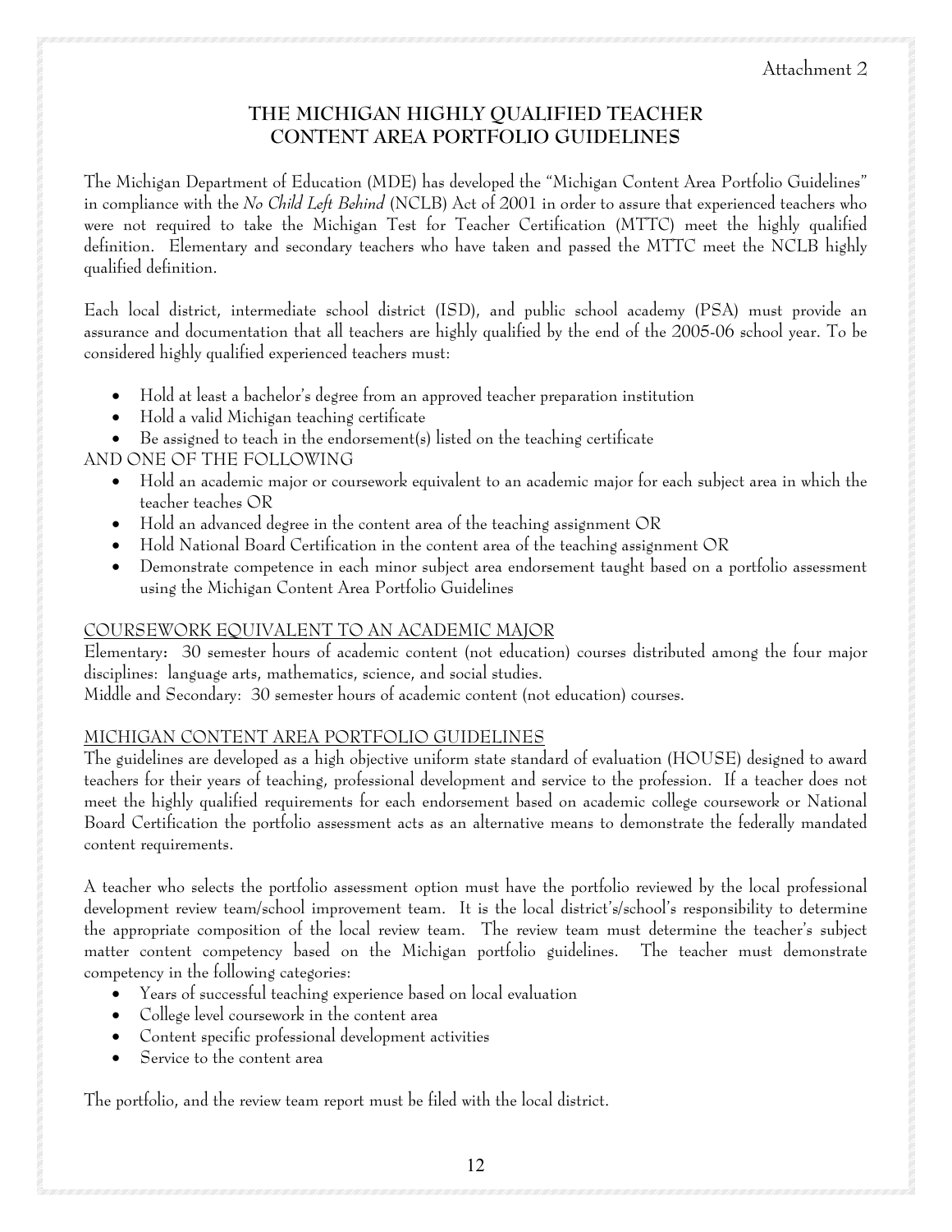Attachment 2

# THE MICHIGAN HIGHLY QUALIFIED TEACHER CONTENT AREA PORTFOLIO GUIDELINES

The Michigan Department of Education (MDE) has developed the "Michigan Content Area Portfolio Guidelines" in compliance with the *No Child Left Behind* (NCLB) Act of 2001 in order to assure that experienced teachers who were not required to take the Michigan Test for Teacher Certification (MTTC) meet the highly qualified definition. Elementary and secondary teachers who have taken and passed the MTTC meet the NCLB highly qualified definition.

Each local district, intermediate school district (ISD), and public school academy (PSA) must provide an assurance and documentation that all teachers are highly qualified by the end of the 2005-06 school year. To be considered highly qualified experienced teachers must:

- Hold at least a bachelor's degree from an approved teacher preparation institution
- Hold a valid Michigan teaching certificate
- Be assigned to teach in the endorsement(s) listed on the teaching certificate

AND ONE OF THE FOLLOWING

- Hold an academic major or coursework equivalent to an academic major for each subject area in which the teacher teaches OR
- Hold an advanced degree in the content area of the teaching assignment OR
- Hold National Board Certification in the content area of the teaching assignment OR
- Demonstrate competence in each minor subject area endorsement taught based on a portfolio assessment using the Michigan Content Area Portfolio Guidelines

## COURSEWORK EQUIVALENT TO AN ACADEMIC MAJOR

Elementary: 30 semester hours of academic content (not education) courses distributed among the four major disciplines: language arts, mathematics, science, and social studies.

Middle and Secondary: 30 semester hours of academic content (not education) courses.

## MICHIGAN CONTENT AREA PORTFOLIO GUIDELINES

The guidelines are developed as a high objective uniform state standard of evaluation (HOUSE) designed to award teachers for their years of teaching, professional development and service to the profession. If a teacher does not meet the highly qualified requirements for each endorsement based on academic college coursework or National Board Certification the portfolio assessment acts as an alternative means to demonstrate the federally mandated content requirements.

A teacher who selects the portfolio assessment option must have the portfolio reviewed by the local professional development review team/school improvement team. It is the local district's/school's responsibility to determine the appropriate composition of the local review team. The review team must determine the teacher's subject matter content competency based on the Michigan portfolio guidelines. The teacher must demonstrate competency in the following categories:

- Years of successful teaching experience based on local evaluation
- College level coursework in the content area
- Content specific professional development activities
- Service to the content area

The portfolio, and the review team report must be filed with the local district.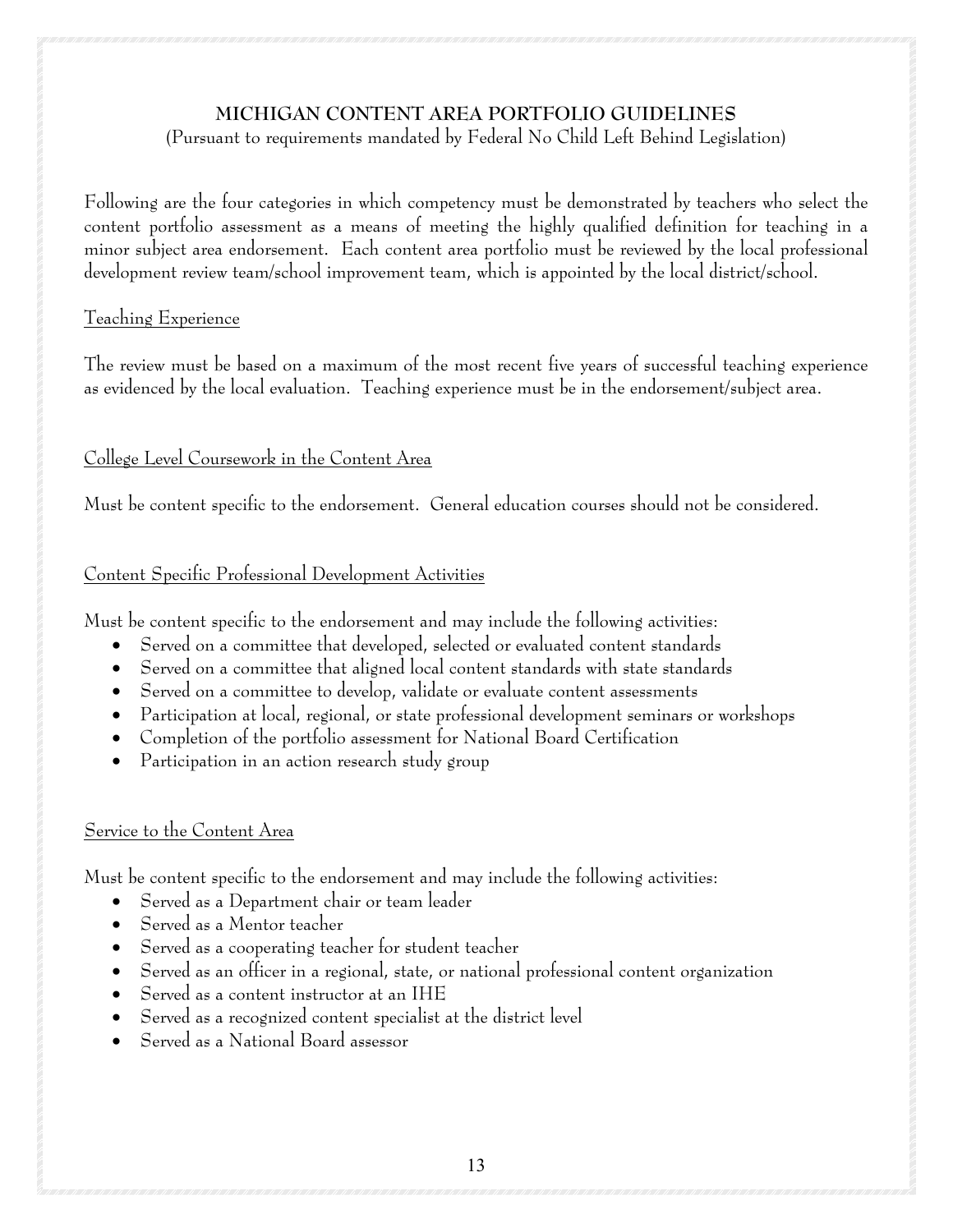## MICHIGAN CONTENT AREA PORTFOLIO GUIDELINES

(Pursuant to requirements mandated by Federal No Child Left Behind Legislation)

Following are the four categories in which competency must be demonstrated by teachers who select the content portfolio assessment as a means of meeting the highly qualified definition for teaching in a minor subject area endorsement. Each content area portfolio must be reviewed by the local professional development review team/school improvement team, which is appointed by the local district/school.

### Teaching Experience

The review must be based on a maximum of the most recent five years of successful teaching experience as evidenced by the local evaluation. Teaching experience must be in the endorsement/subject area.

### College Level Coursework in the Content Area

Must be content specific to the endorsement. General education courses should not be considered.

### Content Specific Professional Development Activities

Must be content specific to the endorsement and may include the following activities:

- Served on a committee that developed, selected or evaluated content standards
- Served on a committee that aligned local content standards with state standards
- Served on a committee to develop, validate or evaluate content assessments
- Participation at local, regional, or state professional development seminars or workshops
- Completion of the portfolio assessment for National Board Certification
- Participation in an action research study group

### Service to the Content Area

Must be content specific to the endorsement and may include the following activities:

- Served as a Department chair or team leader
- Served as a Mentor teacher
- Served as a cooperating teacher for student teacher
- Served as an officer in a regional, state, or national professional content organization
- Served as a content instructor at an IHE
- Served as a recognized content specialist at the district level
- Served as a National Board assessor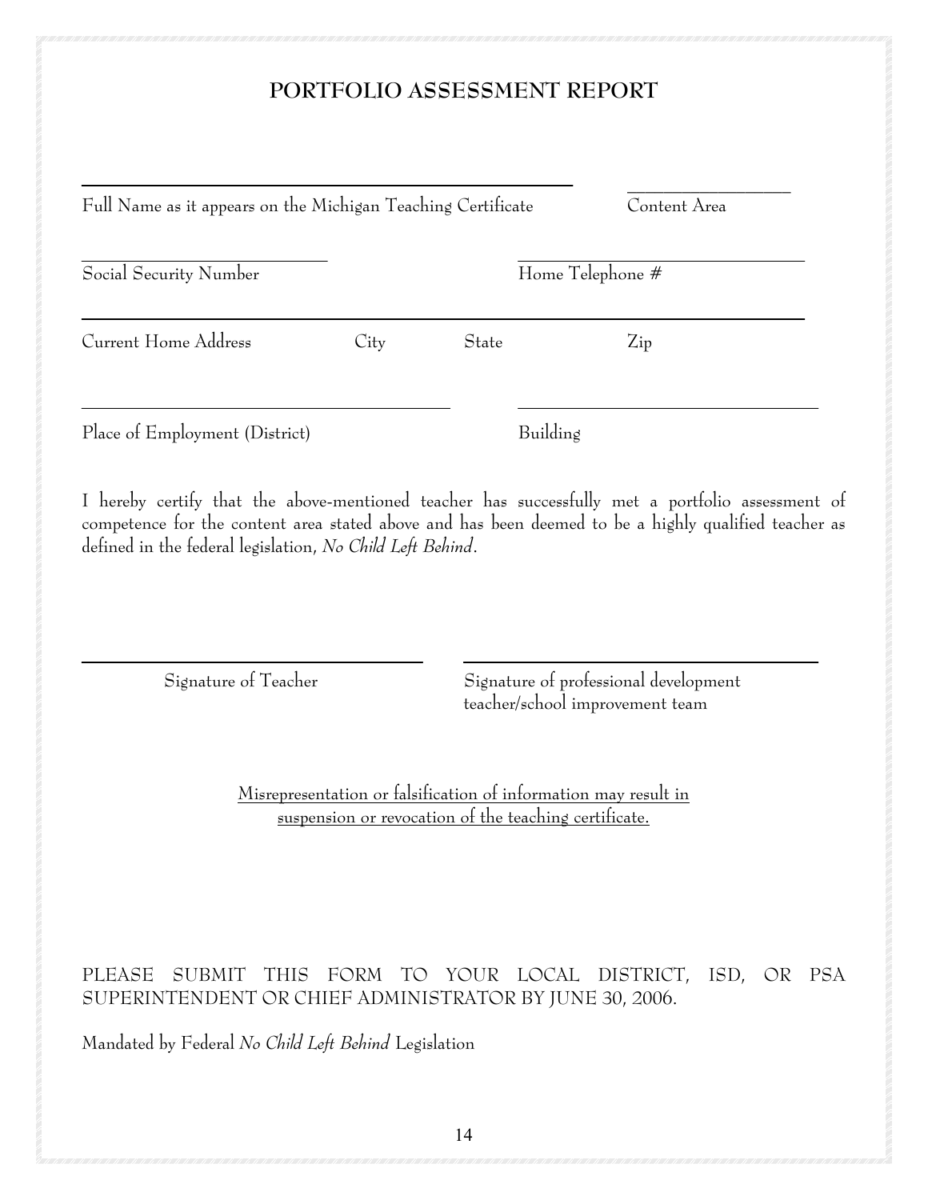# PORTFOLIO ASSESSMENT REPORT

\_\_\_\_\_\_\_\_\_\_\_\_\_\_\_\_\_\_\_\_\_\_\_\_\_\_\_\_\_\_\_\_\_\_\_\_\_\_\_\_\_\_\_\_\_\_ \_\_\_\_\_\_\_\_\_\_\_\_\_\_\_\_\_\_\_\_

Full Name as it appears on the Michigan Teaching Certificate — Content Area

\_\_\_\_\_\_\_\_\_\_\_\_\_\_\_\_\_\_\_\_\_\_\_\_\_\_\_ \_\_\_\_\_\_\_\_\_\_\_\_\_\_\_\_\_\_\_\_\_\_\_\_\_\_\_\_\_\_

Social Security Number — Home Telephone #

\_\_\_\_\_\_\_\_\_\_\_\_\_\_\_\_\_\_\_\_\_\_\_\_\_\_\_\_\_\_\_\_\_\_\_\_\_\_\_\_\_\_\_\_\_\_\_\_\_\_\_\_\_\_\_\_\_\_\_\_\_\_\_\_\_\_\_\_\_\_\_

Current Home Address — City — State — Zip

\_\_\_\_\_\_\_\_\_\_\_\_\_\_\_\_\_\_\_\_\_\_\_\_\_\_\_\_\_\_\_\_\_\_\_\_ \_\_\_\_\_\_\_\_\_\_\_\_\_\_\_\_\_\_\_\_\_\_\_\_\_\_\_\_\_\_

Place of Employment (District) — Building

I hereby certify that the above-mentioned teacher has successfully met a portfolio assessment of competence for the content area stated above and has been deemed to be a highly qualified teacher as defined in the federal legislation, *No Child Left Behind*.

\_\_\_\_\_\_\_\_\_\_\_\_\_\_\_\_\_\_\_\_\_\_\_\_\_\_\_\_\_\_\_\_\_\_\_\_ \_\_\_\_\_\_\_\_\_\_\_\_\_\_\_\_\_\_\_\_\_\_\_\_\_\_\_\_\_\_\_\_\_\_\_\_

Signature of Teacher — Signature of professional development teacher/school improvement team

<u>Misrepresentation or falsification of information may result in suspension or revocation of the teaching certificate.</u>

PLEASE SUBMIT THIS FORM TO YOUR LOCAL DISTRICT, ISD, OR PSA SUPERINTENDENT OR CHIEF ADMINISTRATOR BY JUNE 30, 2006.

Mandated by Federal *No Child Left Behind* Legislation